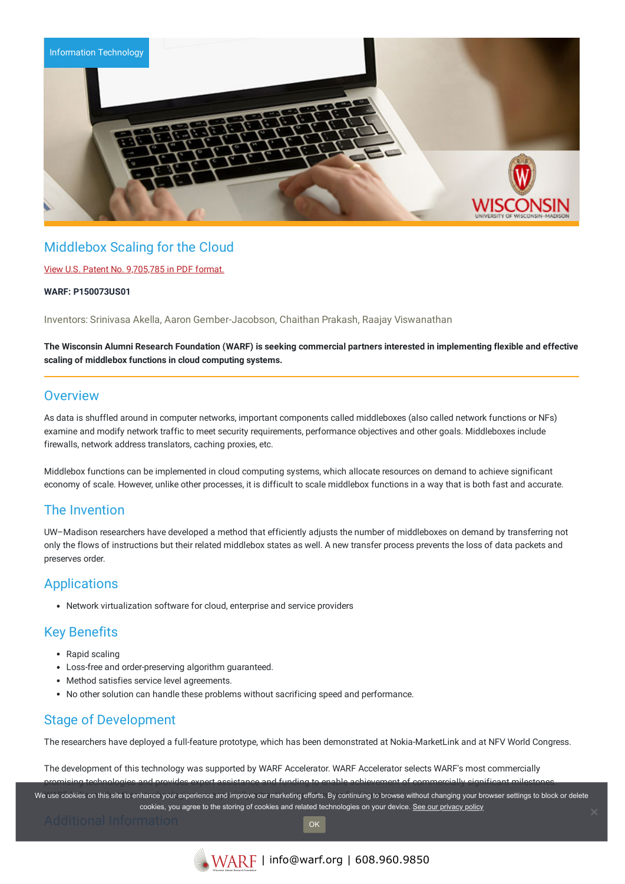Information Technology

# Middlebox Scaling for the Cloud

View U.S. Patent No. 9,705,785 in PDF format.

**WARF: P150073US01**

Inventors: Srinivasa Akella, Aaron Gember-Jacobson, Chaithan Prakash, Raajay Viswanathan

**The Wisconsin Alumni Research Foundation (WARF) is seeking commercial partners interested in implementing flexible and effective scaling of middlebox functions in cloud computing systems.**

## Overview

As data is shuffled around in computer networks, important components called middleboxes (also called network functions or NFs) examine and modify network traffic to meet security requirements, performance objectives and other goals. Middleboxes include firewalls, network address translators, caching proxies, etc.

Middlebox functions can be implemented in cloud computing systems, which allocate resources on demand to achieve significant economy of scale. However, unlike other processes, it is difficult to scale middlebox functions in a way that is both fast and accurate.

## The Invention

UW–Madison researchers have developed a method that efficiently adjusts the number of middleboxes on demand by transferring not only the flows of instructions but their related middlebox states as well. A new transfer process prevents the loss of data packets and preserves order.

## Applications

- Network virtualization software for cloud, enterprise and service providers

## Key Benefits

- Rapid scaling
- Loss-free and order-preserving algorithm guaranteed.
- Method satisfies service level agreements.
- No other solution can handle these problems without sacrificing speed and performance.

## Stage of Development

The researchers have deployed a full-feature prototype, which has been demonstrated at Nokia-MarketLink and at NFV World Congress.

The development of this technology was supported by WARF Accelerator. WARF Accelerator selects WARF's most commercially promising technologies and provides expert assistance and funding to enable achievement of commercially significant milestones.

## Additional Information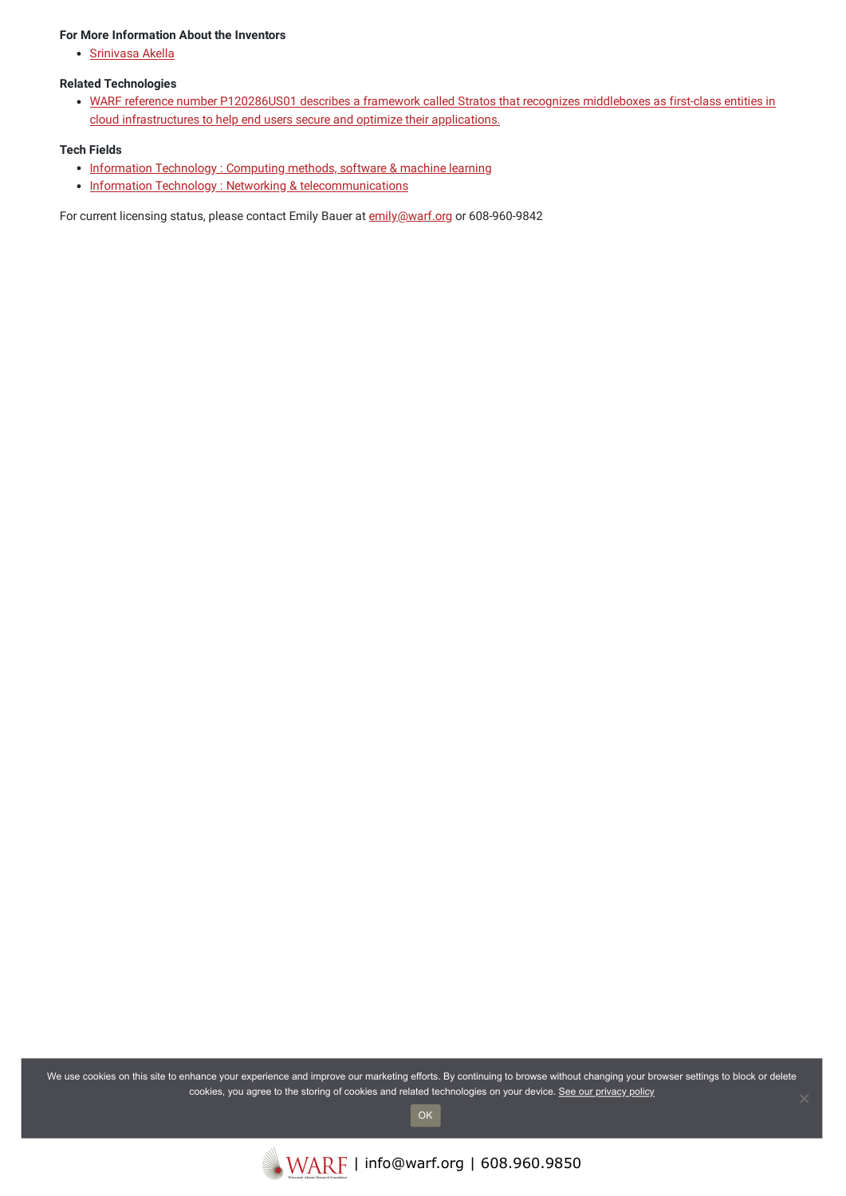**For More Information About the Inventors**

- Srinivasa Akella

**Related Technologies**

- WARF reference number P120286US01 describes a framework called Stratos that recognizes middleboxes as first-class entities in cloud infrastructures to help end users secure and optimize their applications.

**Tech Fields**

- Information Technology : Computing methods, software & machine learning
- Information Technology : Networking & telecommunications

For current licensing status, please contact Emily Bauer at emily@warf.org or 608-960-9842